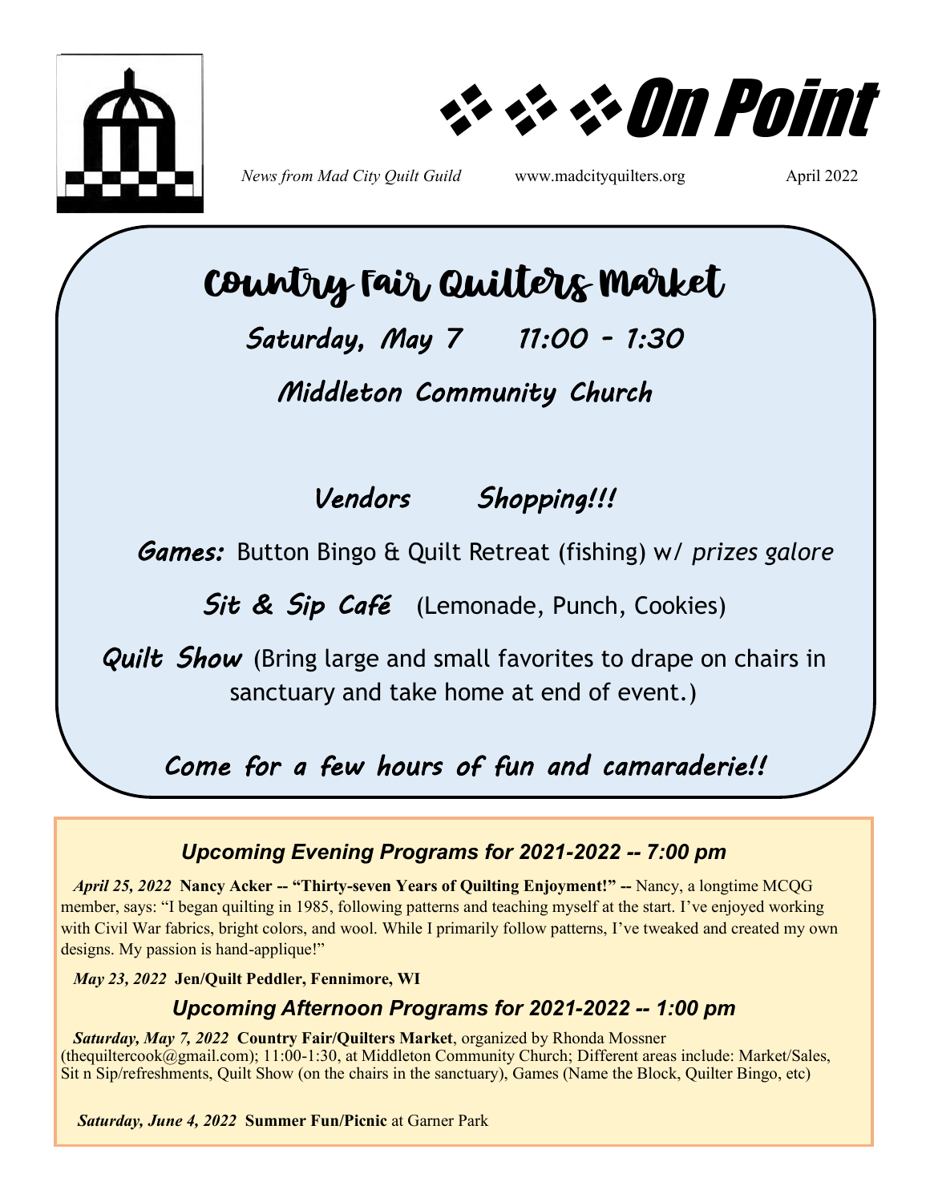# On Point

*News from Mad City Quilt Guild* www.madcityquilters.org April 2022

## Country Fair Quilters Market

**Saturday, May 7 11:00 - 1:30**

**Middleton Community Church**

**Vendors Shopping!!!**

**Games:** Button Bingo & Quilt Retreat (fishing) w/ *prizes galore*

**Sit & Sip Café** (Lemonade, Punch, Cookies)

**Quilt Show** (Bring large and small favorites to drape on chairs in sanctuary and take home at end of event.)

**Come for a few hours of fun and camaraderie!!**

### *Upcoming Evening Programs for 2021-2022 -- 7:00 pm*

***April 25, 2022*** **Nancy Acker -- "Thirty-seven Years of Quilting Enjoyment!" --** Nancy, a longtime MCQG member, says: "I began quilting in 1985, following patterns and teaching myself at the start. I've enjoyed working with Civil War fabrics, bright colors, and wool. While I primarily follow patterns, I've tweaked and created my own designs. My passion is hand-applique!"

***May 23, 2022*** **Jen/Quilt Peddler, Fennimore, WI**

### *Upcoming Afternoon Programs for 2021-2022 -- 1:00 pm*

***Saturday, May 7, 2022*** **Country Fair/Quilters Market**, organized by Rhonda Mossner (thequiltercook@gmail.com); 11:00-1:30, at Middleton Community Church; Different areas include: Market/Sales, Sit n Sip/refreshments, Quilt Show (on the chairs in the sanctuary), Games (Name the Block, Quilter Bingo, etc)

***Saturday, June 4, 2022*** **Summer Fun/Picnic** at Garner Park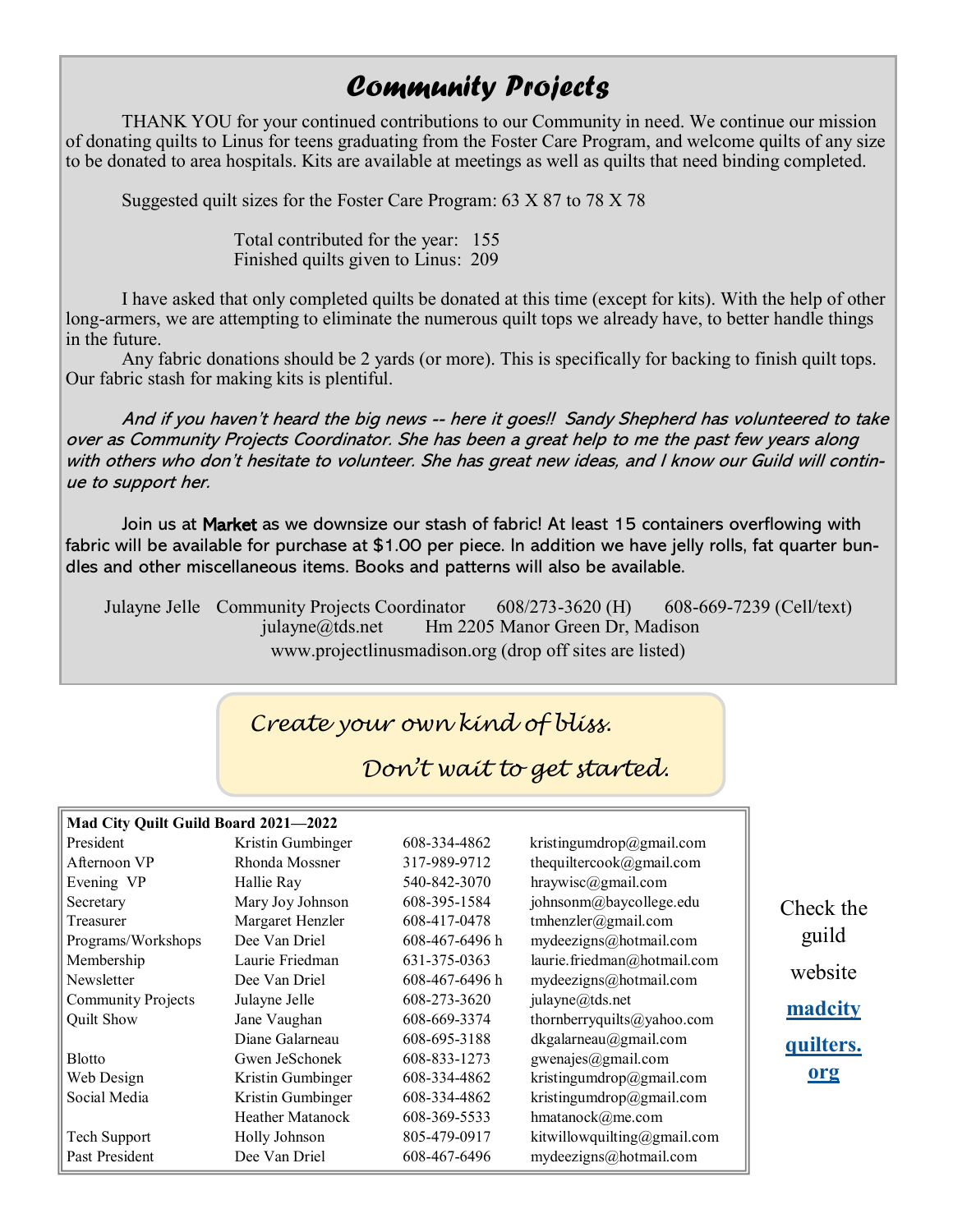# Community Projects

THANK YOU for your continued contributions to our Community in need. We continue our mission of donating quilts to Linus for teens graduating from the Foster Care Program, and welcome quilts of any size to be donated to area hospitals. Kits are available at meetings as well as quilts that need binding completed.

Suggested quilt sizes for the Foster Care Program: 63 X 87 to 78 X 78

Total contributed for the year: 155
Finished quilts given to Linus: 209

I have asked that only completed quilts be donated at this time (except for kits). With the help of other long-armers, we are attempting to eliminate the numerous quilt tops we already have, to better handle things in the future.

Any fabric donations should be 2 yards (or more). This is specifically for backing to finish quilt tops. Our fabric stash for making kits is plentiful.

*And if you haven't heard the big news -- here it goes!! Sandy Shepherd has volunteered to take over as Community Projects Coordinator. She has been a great help to me the past few years along with others who don't hesitate to volunteer. She has great new ideas, and I know our Guild will continue to support her.*

Join us at **Market** as we downsize our stash of fabric! At least 15 containers overflowing with fabric will be available for purchase at $1.00 per piece. In addition we have jelly rolls, fat quarter bundles and other miscellaneous items. Books and patterns will also be available.

Julayne Jelle Community Projects Coordinator 608/273-3620 (H) 608-669-7239 (Cell/text)
julayne@tds.net Hm 2205 Manor Green Dr, Madison
www.projectlinusmadison.org (drop off sites are listed)

*Create your own kind of bliss.*

*Don't wait to get started.*

| Mad City Quilt Guild Board 2021—2022 | | | |
|---|---|---|---|
| President | Kristin Gumbinger | 608-334-4862 | kristingumdrop@gmail.com |
| Afternoon VP | Rhonda Mossner | 317-989-9712 | thequiltercook@gmail.com |
| Evening VP | Hallie Ray | 540-842-3070 | hraywisc@gmail.com |
| Secretary | Mary Joy Johnson | 608-395-1584 | johnsonm@baycollege.edu |
| Treasurer | Margaret Henzler | 608-417-0478 | tmhenzler@gmail.com |
| Programs/Workshops | Dee Van Driel | 608-467-6496 h | mydeezigns@hotmail.com |
| Membership | Laurie Friedman | 631-375-0363 | laurie.friedman@hotmail.com |
| Newsletter | Dee Van Driel | 608-467-6496 h | mydeezigns@hotmail.com |
| Community Projects | Julayne Jelle | 608-273-3620 | julayne@tds.net |
| Quilt Show | Jane Vaughan | 608-669-3374 | thornberryquilts@yahoo.com |
| | Diane Galarneau | 608-695-3188 | dkgalarneau@gmail.com |
| Blotto | Gwen JeSchonek | 608-833-1273 | gwenajes@gmail.com |
| Web Design | Kristin Gumbinger | 608-334-4862 | kristingumdrop@gmail.com |
| Social Media | Kristin Gumbinger | 608-334-4862 | kristingumdrop@gmail.com |
| | Heather Matanock | 608-369-5533 | hmatanock@me.com |
| Tech Support | Holly Johnson | 805-479-0917 | kitwillowquilting@gmail.com |
| Past President | Dee Van Driel | 608-467-6496 | mydeezigns@hotmail.com |

Check the guild website **madcityquilters.org**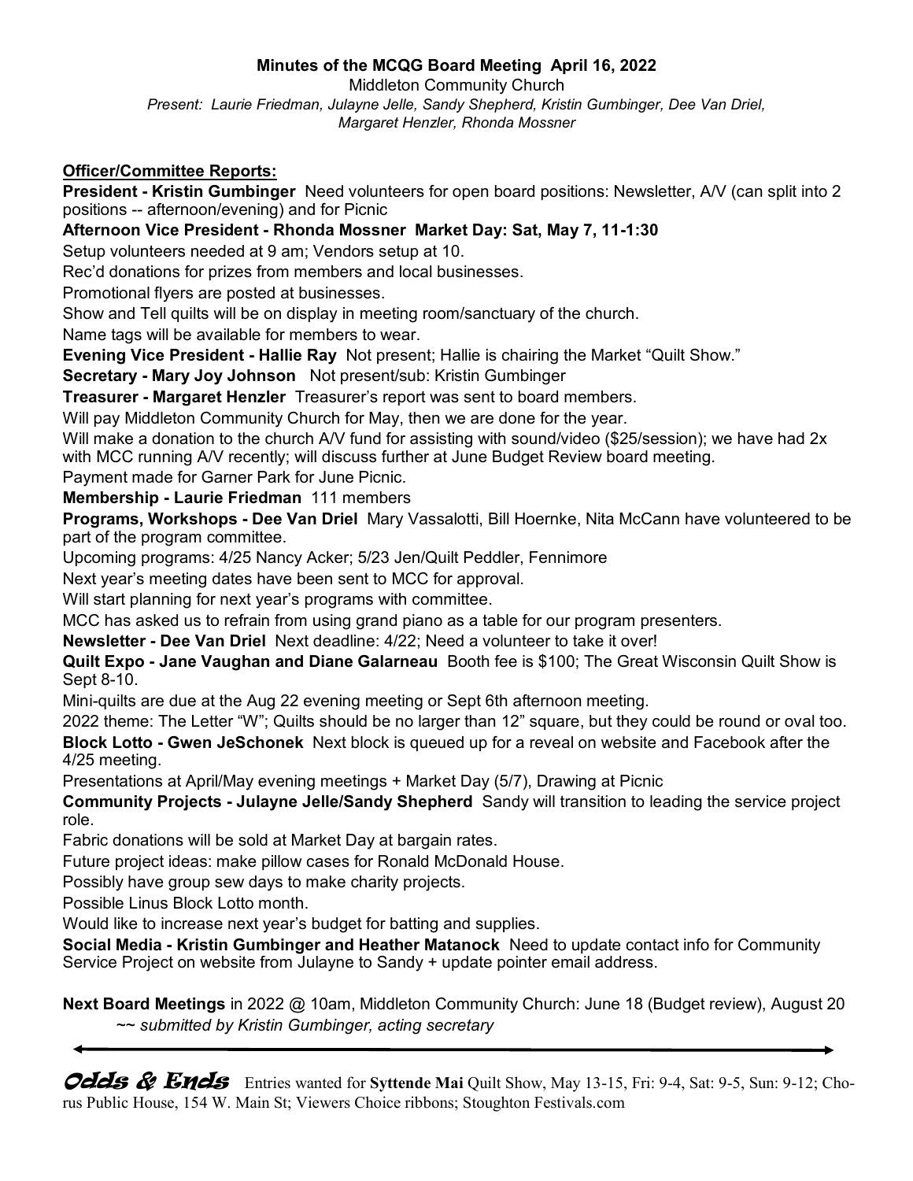**Minutes of the MCQG Board Meeting April 16, 2022**

Middleton Community Church

*Present: Laurie Friedman, Julayne Jelle, Sandy Shepherd, Kristin Gumbinger, Dee Van Driel, Margaret Henzler, Rhonda Mossner*

**Officer/Committee Reports:**

**President - Kristin Gumbinger** Need volunteers for open board positions: Newsletter, A/V (can split into 2 positions -- afternoon/evening) and for Picnic

**Afternoon Vice President - Rhonda Mossner Market Day: Sat, May 7, 11-1:30**

Setup volunteers needed at 9 am; Vendors setup at 10.

Rec'd donations for prizes from members and local businesses.

Promotional flyers are posted at businesses.

Show and Tell quilts will be on display in meeting room/sanctuary of the church.

Name tags will be available for members to wear.

**Evening Vice President - Hallie Ray** Not present; Hallie is chairing the Market "Quilt Show."

**Secretary - Mary Joy Johnson** Not present/sub: Kristin Gumbinger

**Treasurer - Margaret Henzler** Treasurer's report was sent to board members.

Will pay Middleton Community Church for May, then we are done for the year.

Will make a donation to the church A/V fund for assisting with sound/video ($25/session); we have had 2x with MCC running A/V recently; will discuss further at June Budget Review board meeting.

Payment made for Garner Park for June Picnic.

**Membership - Laurie Friedman** 111 members

**Programs, Workshops - Dee Van Driel** Mary Vassalotti, Bill Hoernke, Nita McCann have volunteered to be part of the program committee.

Upcoming programs: 4/25 Nancy Acker; 5/23 Jen/Quilt Peddler, Fennimore

Next year's meeting dates have been sent to MCC for approval.

Will start planning for next year's programs with committee.

MCC has asked us to refrain from using grand piano as a table for our program presenters.

**Newsletter - Dee Van Driel** Next deadline: 4/22; Need a volunteer to take it over!

**Quilt Expo - Jane Vaughan and Diane Galarneau** Booth fee is $100; The Great Wisconsin Quilt Show is Sept 8-10.

Mini-quilts are due at the Aug 22 evening meeting or Sept 6th afternoon meeting.

2022 theme: The Letter "W"; Quilts should be no larger than 12" square, but they could be round or oval too.

**Block Lotto - Gwen JeSchonek** Next block is queued up for a reveal on website and Facebook after the 4/25 meeting.

Presentations at April/May evening meetings + Market Day (5/7), Drawing at Picnic

**Community Projects - Julayne Jelle/Sandy Shepherd** Sandy will transition to leading the service project role.

Fabric donations will be sold at Market Day at bargain rates.

Future project ideas: make pillow cases for Ronald McDonald House.

Possibly have group sew days to make charity projects.

Possible Linus Block Lotto month.

Would like to increase next year's budget for batting and supplies.

**Social Media - Kristin Gumbinger and Heather Matanock** Need to update contact info for Community Service Project on website from Julayne to Sandy + update pointer email address.

**Next Board Meetings** in 2022 @ 10am, Middleton Community Church: June 18 (Budget review), August 20

*~~ submitted by Kristin Gumbinger, acting secretary*

---

**Odds & Ends** Entries wanted for **Syttende Mai** Quilt Show, May 13-15, Fri: 9-4, Sat: 9-5, Sun: 9-12; Chorus Public House, 154 W. Main St; Viewers Choice ribbons; Stoughton Festivals.com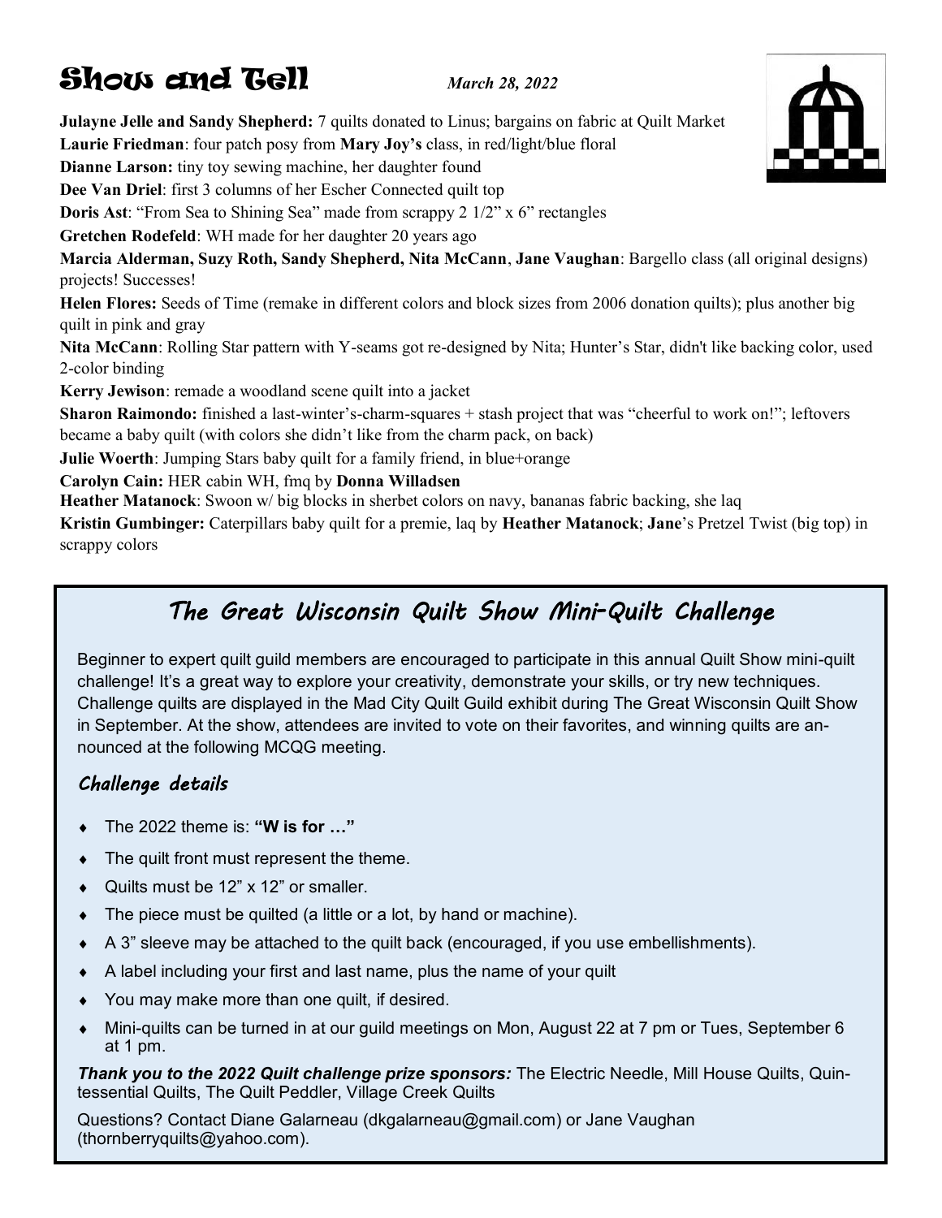# Show and Tell

*March 28, 2022*

**Julayne Jelle and Sandy Shepherd:** 7 quilts donated to Linus; bargains on fabric at Quilt Market

**Laurie Friedman**: four patch posy from **Mary Joy's** class, in red/light/blue floral

**Dianne Larson:** tiny toy sewing machine, her daughter found

**Dee Van Driel**: first 3 columns of her Escher Connected quilt top

**Doris Ast**: "From Sea to Shining Sea" made from scrappy 2 1/2" x 6" rectangles

**Gretchen Rodefeld**: WH made for her daughter 20 years ago

**Marcia Alderman, Suzy Roth, Sandy Shepherd, Nita McCann**, **Jane Vaughan**: Bargello class (all original designs) projects! Successes!

**Helen Flores:** Seeds of Time (remake in different colors and block sizes from 2006 donation quilts); plus another big quilt in pink and gray

**Nita McCann**: Rolling Star pattern with Y-seams got re-designed by Nita; Hunter's Star, didn't like backing color, used 2-color binding

**Kerry Jewison**: remade a woodland scene quilt into a jacket

**Sharon Raimondo:** finished a last-winter's-charm-squares + stash project that was "cheerful to work on!"; leftovers became a baby quilt (with colors she didn't like from the charm pack, on back)

**Julie Woerth**: Jumping Stars baby quilt for a family friend, in blue+orange

**Carolyn Cain:** HER cabin WH, fmq by **Donna Willadsen**

**Heather Matanock**: Swoon w/ big blocks in sherbet colors on navy, bananas fabric backing, she laq

**Kristin Gumbinger:** Caterpillars baby quilt for a premie, laq by **Heather Matanock**; **Jane**'s Pretzel Twist (big top) in scrappy colors

## *The Great Wisconsin Quilt Show Mini-Quilt Challenge*

Beginner to expert quilt guild members are encouraged to participate in this annual Quilt Show mini-quilt challenge! It's a great way to explore your creativity, demonstrate your skills, or try new techniques. Challenge quilts are displayed in the Mad City Quilt Guild exhibit during The Great Wisconsin Quilt Show in September. At the show, attendees are invited to vote on their favorites, and winning quilts are announced at the following MCQG meeting.

### *Challenge details*

- The 2022 theme is: **"W is for …"**
- The quilt front must represent the theme.
- Quilts must be 12" x 12" or smaller.
- The piece must be quilted (a little or a lot, by hand or machine).
- A 3" sleeve may be attached to the quilt back (encouraged, if you use embellishments).
- A label including your first and last name, plus the name of your quilt
- You may make more than one quilt, if desired.
- Mini-quilts can be turned in at our guild meetings on Mon, August 22 at 7 pm or Tues, September 6 at 1 pm.

***Thank you to the 2022 Quilt challenge prize sponsors:*** The Electric Needle, Mill House Quilts, Quintessential Quilts, The Quilt Peddler, Village Creek Quilts

Questions? Contact Diane Galarneau (dkgalarneau@gmail.com) or Jane Vaughan (thornberryquilts@yahoo.com).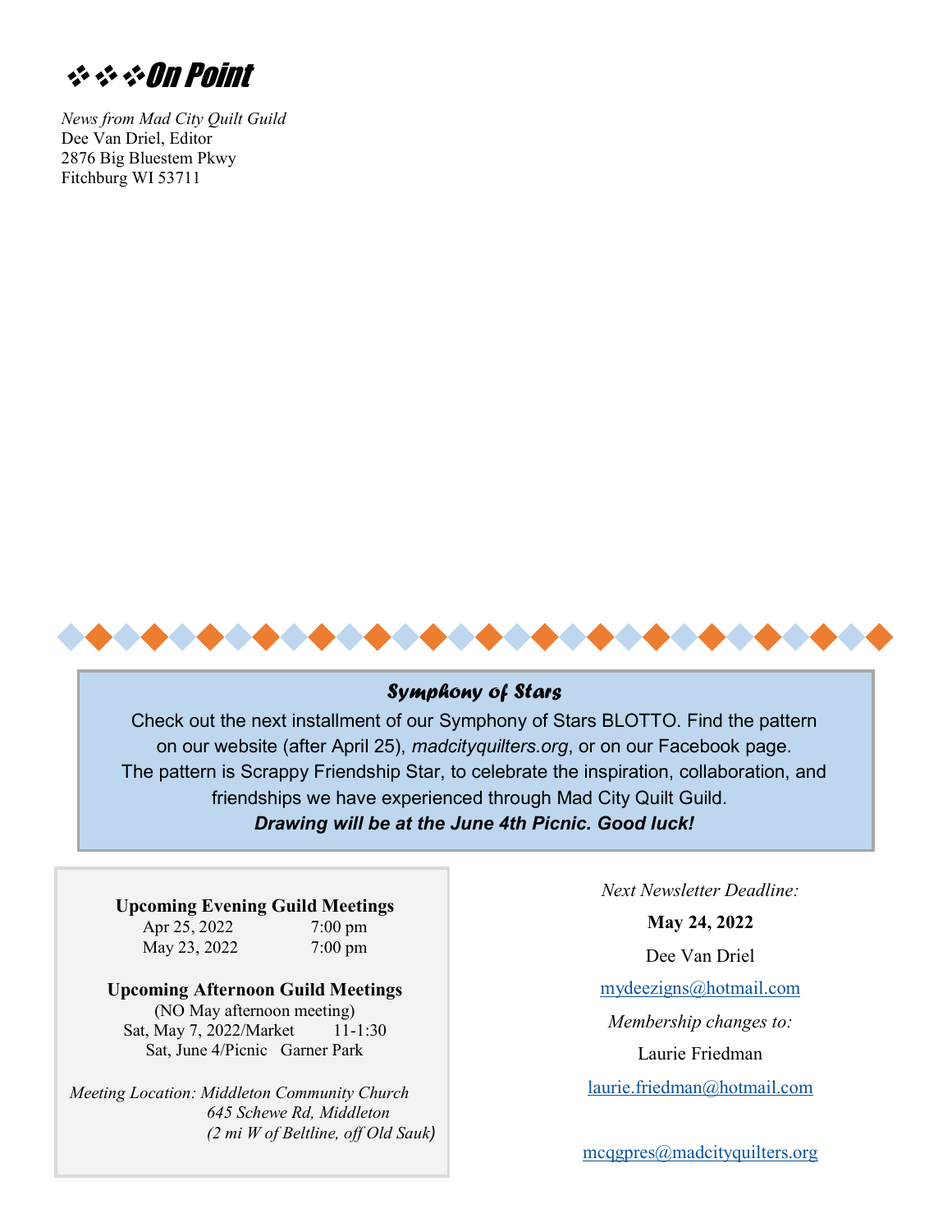# ❖❖❖On Point

*News from Mad City Quilt Guild*
Dee Van Driel, Editor
2876 Big Bluestem Pkwy
Fitchburg WI 53711

### Symphony of Stars

Check out the next installment of our Symphony of Stars BLOTTO. Find the pattern on our website (after April 25), *madcityquilters.org*, or on our Facebook page. The pattern is Scrappy Friendship Star, to celebrate the inspiration, collaboration, and friendships we have experienced through Mad City Quilt Guild.

***Drawing will be at the June 4th Picnic. Good luck!***

**Upcoming Evening Guild Meetings**

Apr 25, 2022 7:00 pm
May 23, 2022 7:00 pm

**Upcoming Afternoon Guild Meetings**

(NO May afternoon meeting)
Sat, May 7, 2022/Market 11-1:30
Sat, June 4/Picnic Garner Park

*Meeting Location: Middleton Community Church*
*645 Schewe Rd, Middleton*
*(2 mi W of Beltline, off Old Sauk)*

*Next Newsletter Deadline:*

**May 24, 2022**

Dee Van Driel

mydeezigns@hotmail.com

*Membership changes to:*

Laurie Friedman

laurie.friedman@hotmail.com

mcqgpres@madcityquilters.org